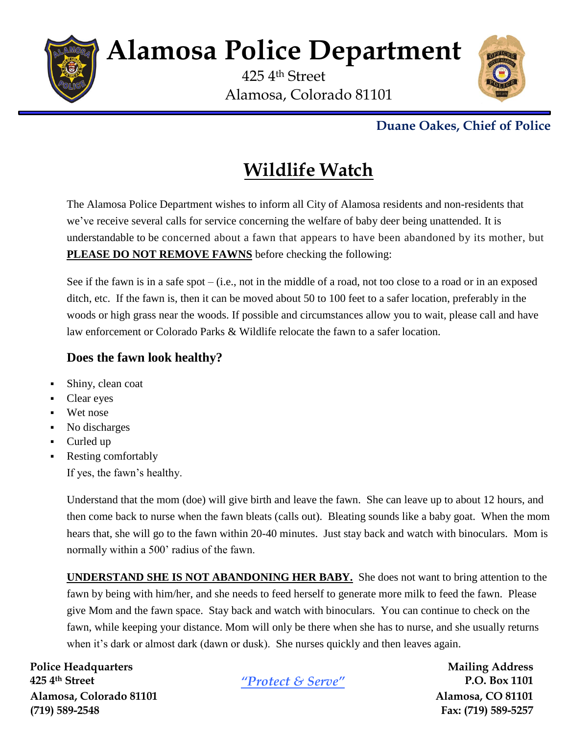# Alamosa Police Department

425 4th Street
Alamosa, Colorado 81101

**Duane Oakes, Chief of Police**

## Wildlife Watch

The Alamosa Police Department wishes to inform all City of Alamosa residents and non-residents that we've receive several calls for service concerning the welfare of baby deer being unattended. It is understandable to be concerned about a fawn that appears to have been abandoned by its mother, but **PLEASE DO NOT REMOVE FAWNS** before checking the following:

See if the fawn is in a safe spot – (i.e., not in the middle of a road, not too close to a road or in an exposed ditch, etc. If the fawn is, then it can be moved about 50 to 100 feet to a safer location, preferably in the woods or high grass near the woods. If possible and circumstances allow you to wait, please call and have law enforcement or Colorado Parks & Wildlife relocate the fawn to a safer location.

### Does the fawn look healthy?

- Shiny, clean coat
- Clear eyes
- Wet nose
- No discharges
- Curled up
- Resting comfortably

If yes, the fawn's healthy.

Understand that the mom (doe) will give birth and leave the fawn. She can leave up to about 12 hours, and then come back to nurse when the fawn bleats (calls out). Bleating sounds like a baby goat. When the mom hears that, she will go to the fawn within 20-40 minutes. Just stay back and watch with binoculars. Mom is normally within a 500' radius of the fawn.

**UNDERSTAND SHE IS NOT ABANDONING HER BABY.** She does not want to bring attention to the fawn by being with him/her, and she needs to feed herself to generate more milk to feed the fawn. Please give Mom and the fawn space. Stay back and watch with binoculars. You can continue to check on the fawn, while keeping your distance. Mom will only be there when she has to nurse, and she usually returns when it's dark or almost dark (dawn or dusk). She nurses quickly and then leaves again.

**Police Headquarters**
**425 4th Street**
**Alamosa, Colorado 81101**
**(719) 589-2548**

*"Protect & Serve"*

**Mailing Address**
**P.O. Box 1101**
**Alamosa, CO 81101**
**Fax: (719) 589-5257**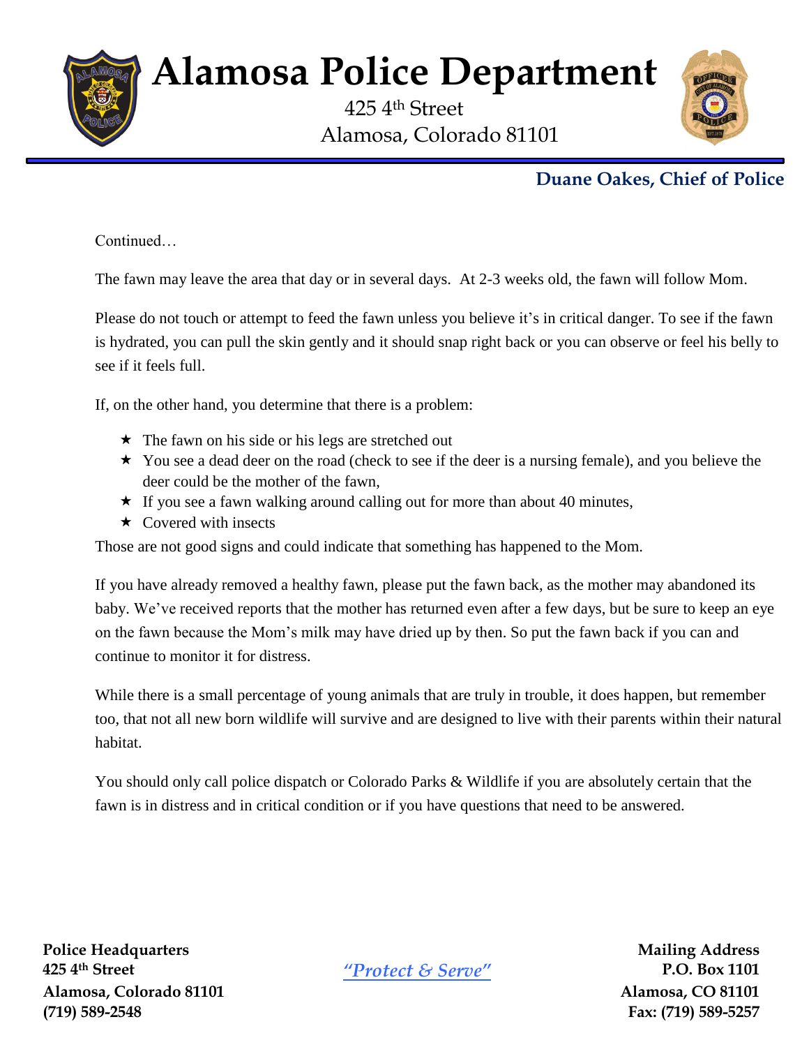Continued…

The fawn may leave the area that day or in several days. At 2-3 weeks old, the fawn will follow Mom.

Please do not touch or attempt to feed the fawn unless you believe it's in critical danger. To see if the fawn is hydrated, you can pull the skin gently and it should snap right back or you can observe or feel his belly to see if it feels full.

If, on the other hand, you determine that there is a problem:

- The fawn on his side or his legs are stretched out
- You see a dead deer on the road (check to see if the deer is a nursing female), and you believe the deer could be the mother of the fawn,
- If you see a fawn walking around calling out for more than about 40 minutes,
- Covered with insects

Those are not good signs and could indicate that something has happened to the Mom.

If you have already removed a healthy fawn, please put the fawn back, as the mother may abandoned its baby. We've received reports that the mother has returned even after a few days, but be sure to keep an eye on the fawn because the Mom's milk may have dried up by then. So put the fawn back if you can and continue to monitor it for distress.

While there is a small percentage of young animals that are truly in trouble, it does happen, but remember too, that not all new born wildlife will survive and are designed to live with their parents within their natural habitat.

You should only call police dispatch or Colorado Parks & Wildlife if you are absolutely certain that the fawn is in distress and in critical condition or if you have questions that need to be answered.